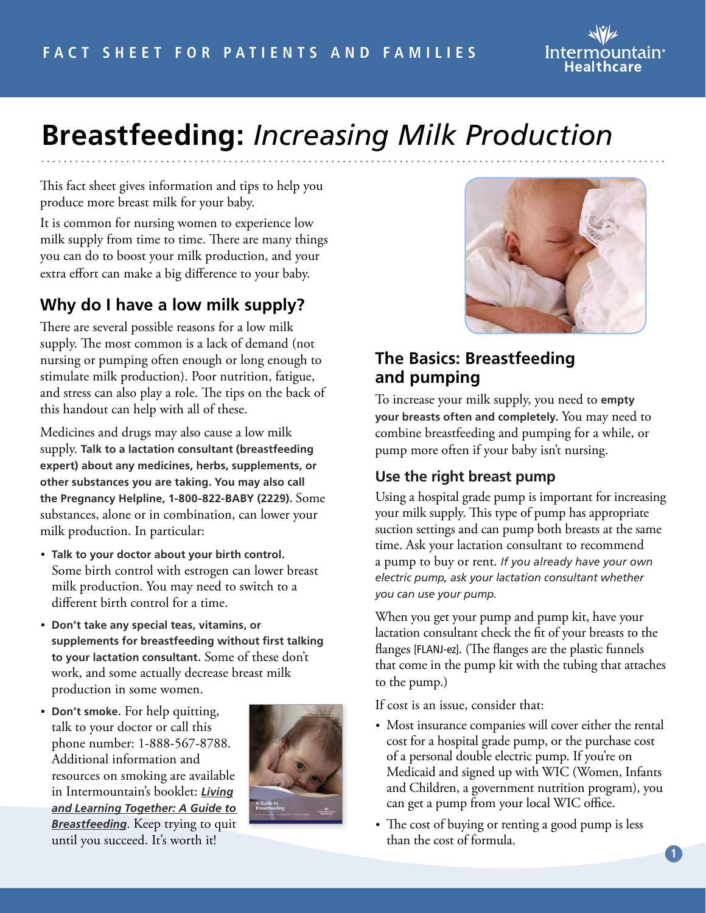# Breastfeeding: *Increasing Milk Production*

This fact sheet gives information and tips to help you produce more breast milk for your baby.

It is common for nursing women to experience low milk supply from time to time. There are many things you can do to boost your milk production, and your extra effort can make a big difference to your baby.

## Why do I have a low milk supply?

There are several possible reasons for a low milk supply. The most common is a lack of demand (not nursing or pumping often enough or long enough to stimulate milk production). Poor nutrition, fatigue, and stress can also play a role. The tips on the back of this handout can help with all of these.

Medicines and drugs may also cause a low milk supply. **Talk to a lactation consultant (breastfeeding expert) about any medicines, herbs, supplements, or other substances you are taking. You may also call the Pregnancy Helpline, 1-800-822-BABY (2229).** Some substances, alone or in combination, can lower your milk production. In particular:

- **Talk to your doctor about your birth control.** Some birth control with estrogen can lower breast milk production. You may need to switch to a different birth control for a time.
- **Don't take any special teas, vitamins, or supplements for breastfeeding without first talking to your lactation consultant.** Some of these don't work, and some actually decrease breast milk production in some women.
- **Don't smoke.** For help quitting, talk to your doctor or call this phone number: 1-888-567-8788. Additional information and resources on smoking are available in Intermountain's booklet: ***Living and Learning Together: A Guide to Breastfeeding***. Keep trying to quit until you succeed. It's worth it!

## The Basics: Breastfeeding and pumping

To increase your milk supply, you need to **empty your breasts often and completely.** You may need to combine breastfeeding and pumping for a while, or pump more often if your baby isn't nursing.

### Use the right breast pump

Using a hospital grade pump is important for increasing your milk supply. This type of pump has appropriate suction settings and can pump both breasts at the same time. Ask your lactation consultant to recommend a pump to buy or rent. *If you already have your own electric pump, ask your lactation consultant whether you can use your pump.*

When you get your pump and pump kit, have your lactation consultant check the fit of your breasts to the flanges [FLANJ-ez]. (The flanges are the plastic funnels that come in the pump kit with the tubing that attaches to the pump.)

If cost is an issue, consider that:

- Most insurance companies will cover either the rental cost for a hospital grade pump, or the purchase cost of a personal double electric pump. If you're on Medicaid and signed up with WIC (Women, Infants and Children, a government nutrition program), you can get a pump from your local WIC office.
- The cost of buying or renting a good pump is less than the cost of formula.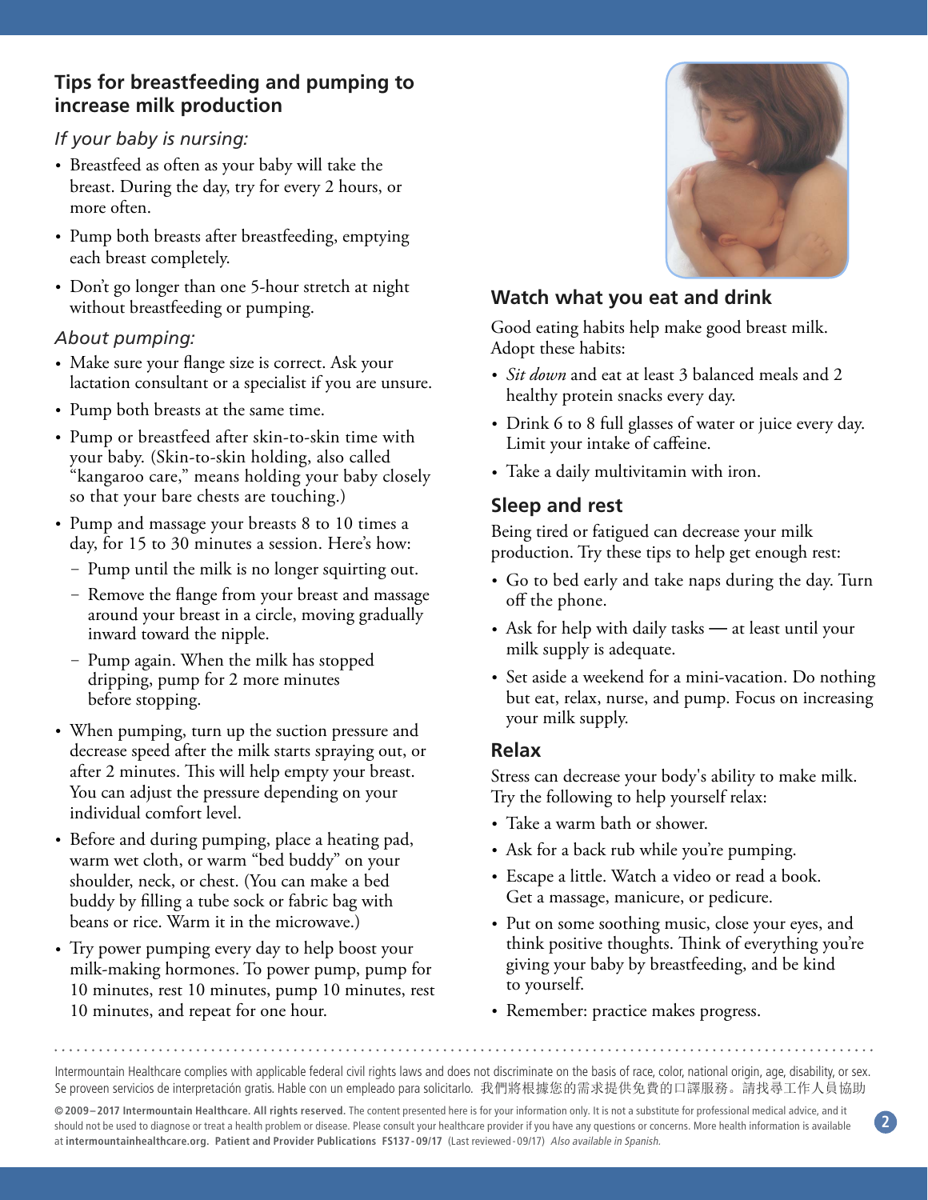## Tips for breastfeeding and pumping to increase milk production

*If your baby is nursing:*

- Breastfeed as often as your baby will take the breast. During the day, try for every 2 hours, or more often.
- Pump both breasts after breastfeeding, emptying each breast completely.
- Don't go longer than one 5-hour stretch at night without breastfeeding or pumping.

*About pumping:*

- Make sure your flange size is correct. Ask your lactation consultant or a specialist if you are unsure.
- Pump both breasts at the same time.
- Pump or breastfeed after skin-to-skin time with your baby. (Skin-to-skin holding, also called "kangaroo care," means holding your baby closely so that your bare chests are touching.)
- Pump and massage your breasts 8 to 10 times a day, for 15 to 30 minutes a session. Here's how:
  - Pump until the milk is no longer squirting out.
  - Remove the flange from your breast and massage around your breast in a circle, moving gradually inward toward the nipple.
  - Pump again. When the milk has stopped dripping, pump for 2 more minutes before stopping.
- When pumping, turn up the suction pressure and decrease speed after the milk starts spraying out, or after 2 minutes. This will help empty your breast. You can adjust the pressure depending on your individual comfort level.
- Before and during pumping, place a heating pad, warm wet cloth, or warm "bed buddy" on your shoulder, neck, or chest. (You can make a bed buddy by filling a tube sock or fabric bag with beans or rice. Warm it in the microwave.)
- Try power pumping every day to help boost your milk-making hormones. To power pump, pump for 10 minutes, rest 10 minutes, pump 10 minutes, rest 10 minutes, and repeat for one hour.

## Watch what you eat and drink

Good eating habits help make good breast milk. Adopt these habits:

- *Sit down* and eat at least 3 balanced meals and 2 healthy protein snacks every day.
- Drink 6 to 8 full glasses of water or juice every day. Limit your intake of caffeine.
- Take a daily multivitamin with iron.

## Sleep and rest

Being tired or fatigued can decrease your milk production. Try these tips to help get enough rest:

- Go to bed early and take naps during the day. Turn off the phone.
- Ask for help with daily tasks — at least until your milk supply is adequate.
- Set aside a weekend for a mini-vacation. Do nothing but eat, relax, nurse, and pump. Focus on increasing your milk supply.

## Relax

Stress can decrease your body's ability to make milk. Try the following to help yourself relax:

- Take a warm bath or shower.
- Ask for a back rub while you're pumping.
- Escape a little. Watch a video or read a book. Get a massage, manicure, or pedicure.
- Put on some soothing music, close your eyes, and think positive thoughts. Think of everything you're giving your baby by breastfeeding, and be kind to yourself.
- Remember: practice makes progress.

---

Intermountain Healthcare complies with applicable federal civil rights laws and does not discriminate on the basis of race, color, national origin, age, disability, or sex. Se proveen servicios de interpretación gratis. Hable con un empleado para solicitarlo. 我們將根據您的需求提供免費的口譯服務。請找尋工作人員協助

**© 2009–2017 Intermountain Healthcare. All rights reserved.** The content presented here is for your information only. It is not a substitute for professional medical advice, and it should not be used to diagnose or treat a health problem or disease. Please consult your healthcare provider if you have any questions or concerns. More health information is available at **intermountainhealthcare.org. Patient and Provider Publications FS137-09/17** (Last reviewed-09/17) *Also available in Spanish.*